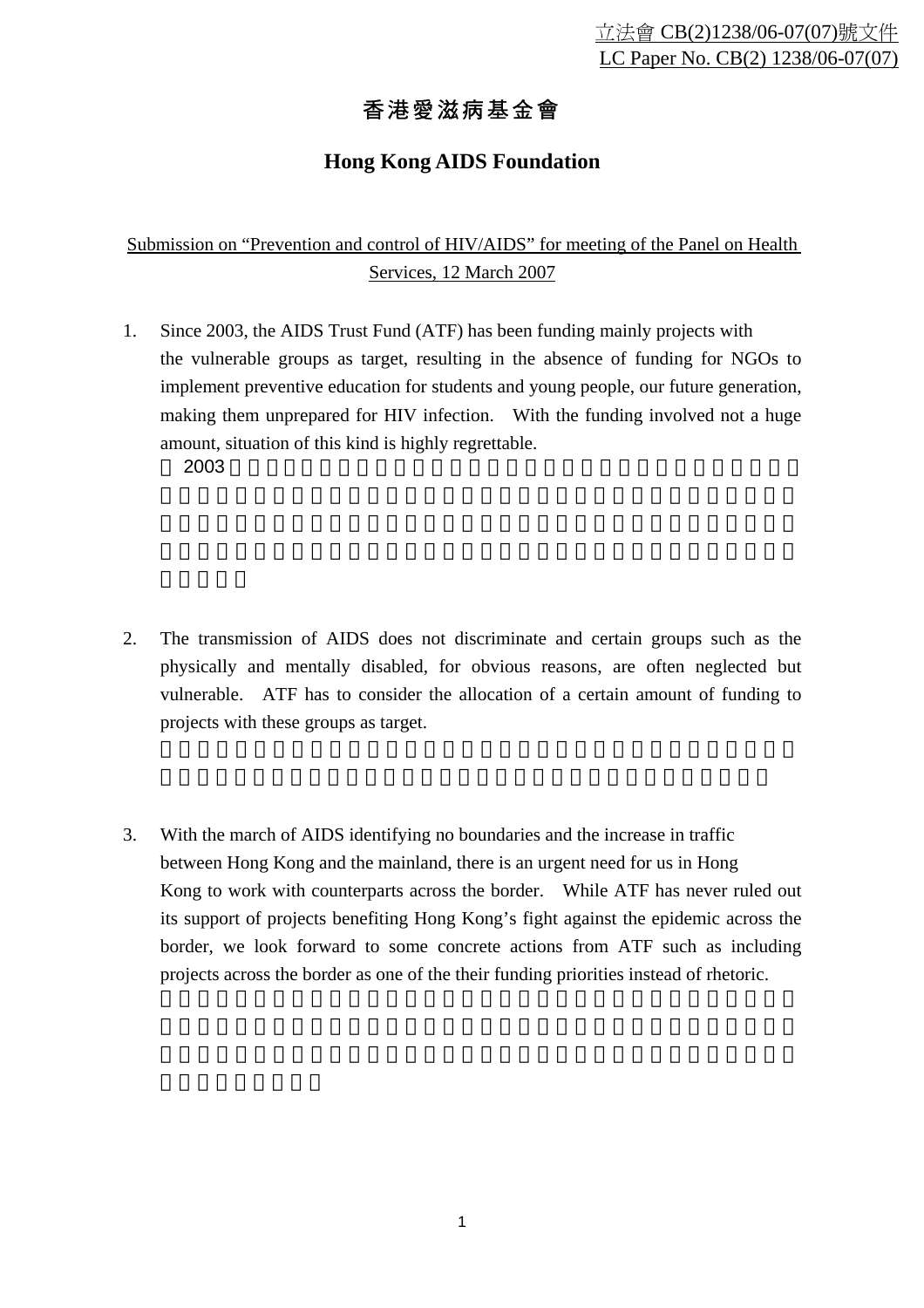立法會 CB(2)1238/06-07(07)號文件
LC Paper No. CB(2) 1238/06-07(07)

# 香港愛滋病基金會

## Hong Kong AIDS Foundation

Submission on "Prevention and control of HIV/AIDS" for meeting of the Panel on Health Services, 12 March 2007

1. Since 2003, the AIDS Trust Fund (ATF) has been funding mainly projects with the vulnerable groups as target, resulting in the absence of funding for NGOs to implement preventive education for students and young people, our future generation, making them unprepared for HIV infection. With the funding involved not a huge amount, situation of this kind is highly regrettable.

2. The transmission of AIDS does not discriminate and certain groups such as the physically and mentally disabled, for obvious reasons, are often neglected but vulnerable. ATF has to consider the allocation of a certain amount of funding to projects with these groups as target.

3. With the march of AIDS identifying no boundaries and the increase in traffic between Hong Kong and the mainland, there is an urgent need for us in Hong Kong to work with counterparts across the border. While ATF has never ruled out its support of projects benefiting Hong Kong's fight against the epidemic across the border, we look forward to some concrete actions from ATF such as including projects across the border as one of the their funding priorities instead of rhetoric.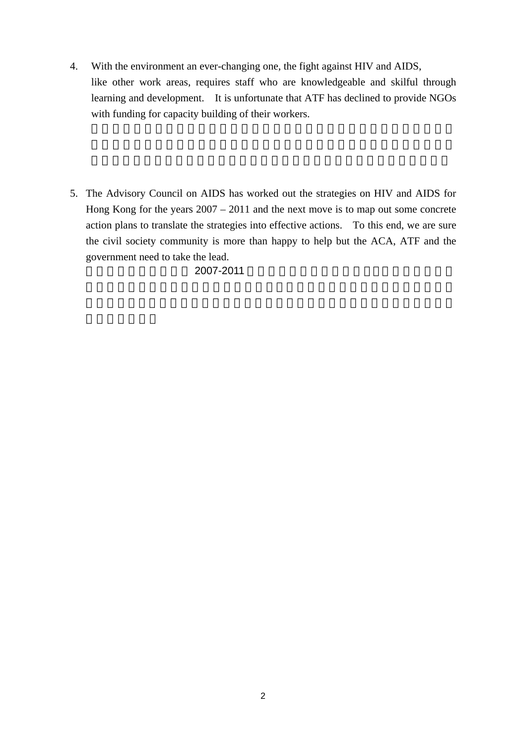4. With the environment an ever-changing one, the fight against HIV and AIDS, like other work areas, requires staff who are knowledgeable and skilful through learning and development. It is unfortunate that ATF has declined to provide NGOs with funding for capacity building of their workers.

5. The Advisory Council on AIDS has worked out the strategies on HIV and AIDS for Hong Kong for the years 2007 – 2011 and the next move is to map out some concrete action plans to translate the strategies into effective actions. To this end, we are sure the civil society community is more than happy to help but the ACA, ATF and the government need to take the lead.

   2007-2011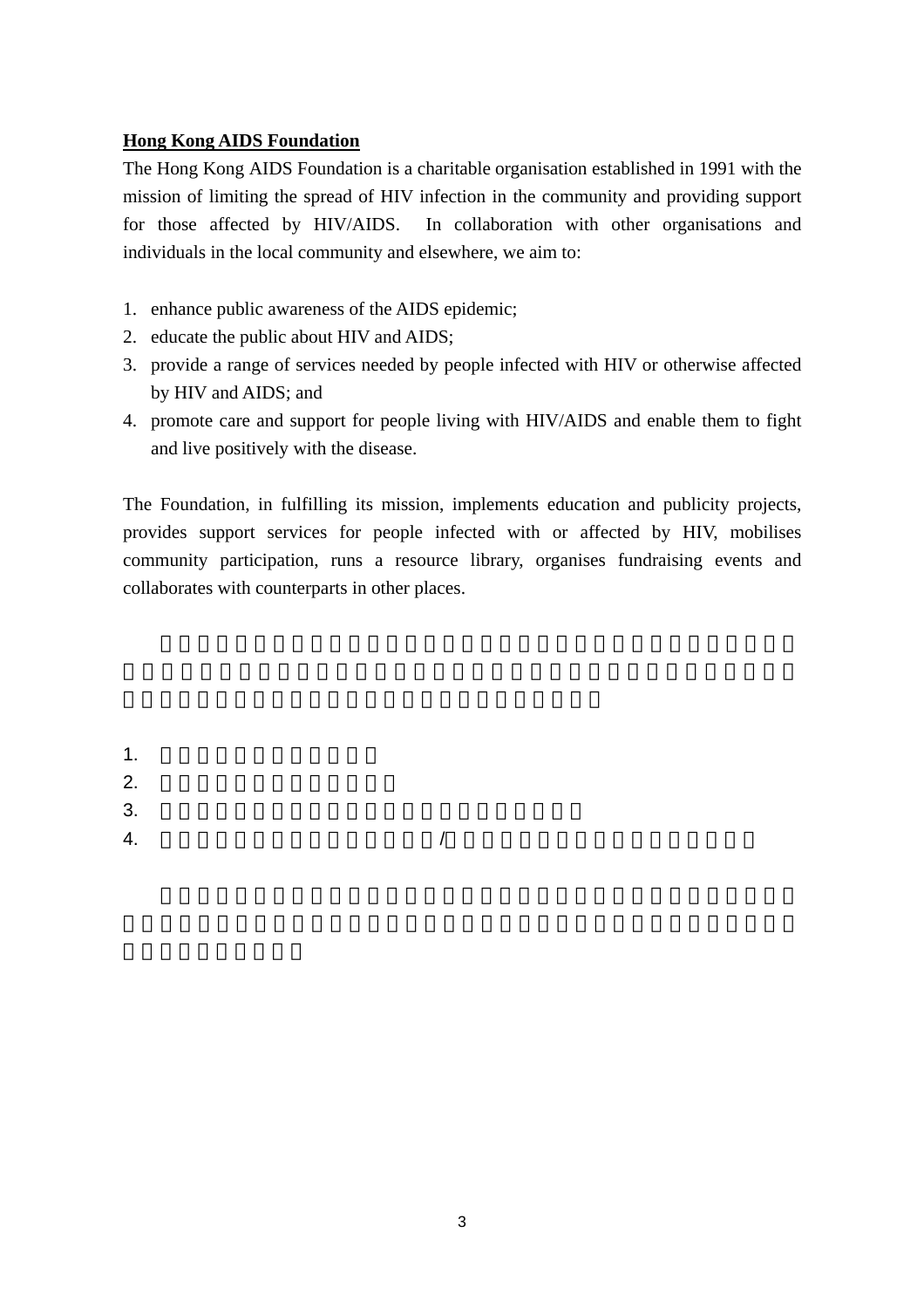**Hong Kong AIDS Foundation**

The Hong Kong AIDS Foundation is a charitable organisation established in 1991 with the mission of limiting the spread of HIV infection in the community and providing support for those affected by HIV/AIDS. In collaboration with other organisations and individuals in the local community and elsewhere, we aim to:

1. enhance public awareness of the AIDS epidemic;
2. educate the public about HIV and AIDS;
3. provide a range of services needed by people infected with HIV or otherwise affected by HIV and AIDS; and
4. promote care and support for people living with HIV/AIDS and enable them to fight and live positively with the disease.

The Foundation, in fulfilling its mission, implements education and publicity projects, provides support services for people infected with or affected by HIV, mobilises community participation, runs a resource library, organises fundraising events and collaborates with counterparts in other places.